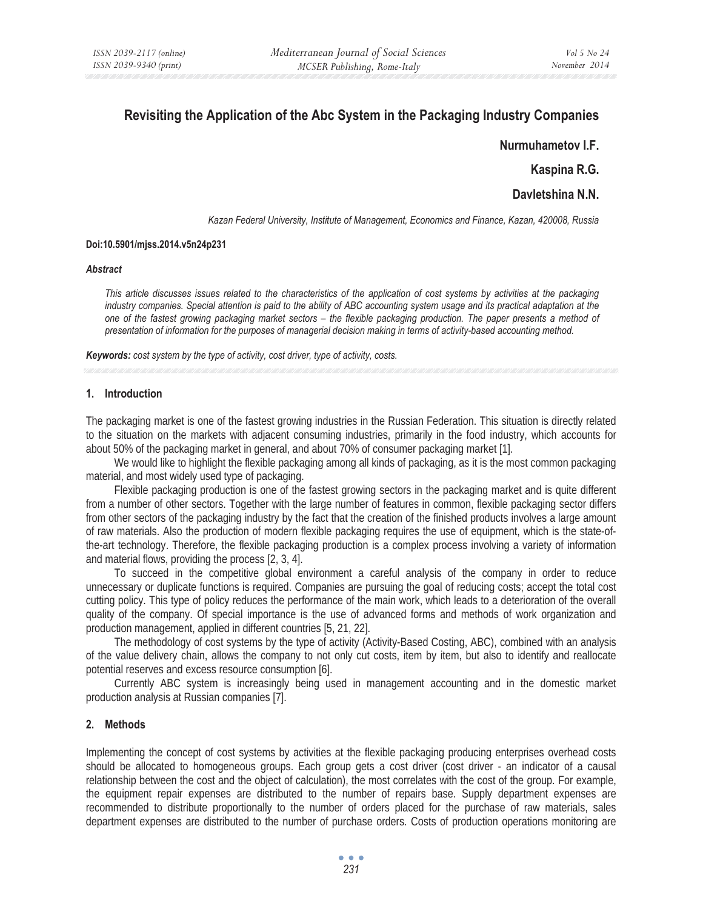# Revisiting the Application of the Abc System in the Packaging Industry Companies

**Nurmuhametov I.F.**

**Kaspina R.G.**

**Davletshina N.N.**

*Kazan Federal University, Institute of Management, Economics and Finance, Kazan, 420008, Russia*

**Doi:10.5901/mjss.2014.v5n24p231**

***Abstract***

*This article discusses issues related to the characteristics of the application of cost systems by activities at the packaging industry companies. Special attention is paid to the ability of ABC accounting system usage and its practical adaptation at the one of the fastest growing packaging market sectors – the flexible packaging production. The paper presents a method of presentation of information for the purposes of managerial decision making in terms of activity-based accounting method.*

***Keywords:*** *cost system by the type of activity, cost driver, type of activity, costs.*

## 1. Introduction

The packaging market is one of the fastest growing industries in the Russian Federation. This situation is directly related to the situation on the markets with adjacent consuming industries, primarily in the food industry, which accounts for about 50% of the packaging market in general, and about 70% of consumer packaging market [1].

We would like to highlight the flexible packaging among all kinds of packaging, as it is the most common packaging material, and most widely used type of packaging.

Flexible packaging production is one of the fastest growing sectors in the packaging market and is quite different from a number of other sectors. Together with the large number of features in common, flexible packaging sector differs from other sectors of the packaging industry by the fact that the creation of the finished products involves a large amount of raw materials. Also the production of modern flexible packaging requires the use of equipment, which is the state-of-the-art technology. Therefore, the flexible packaging production is a complex process involving a variety of information and material flows, providing the process [2, 3, 4].

To succeed in the competitive global environment a careful analysis of the company in order to reduce unnecessary or duplicate functions is required. Companies are pursuing the goal of reducing costs; accept the total cost cutting policy. This type of policy reduces the performance of the main work, which leads to a deterioration of the overall quality of the company. Of special importance is the use of advanced forms and methods of work organization and production management, applied in different countries [5, 21, 22].

The methodology of cost systems by the type of activity (Activity-Based Costing, ABC), combined with an analysis of the value delivery chain, allows the company to not only cut costs, item by item, but also to identify and reallocate potential reserves and excess resource consumption [6].

Currently ABC system is increasingly being used in management accounting and in the domestic market production analysis at Russian companies [7].

## 2. Methods

Implementing the concept of cost systems by activities at the flexible packaging producing enterprises overhead costs should be allocated to homogeneous groups. Each group gets a cost driver (cost driver - an indicator of a causal relationship between the cost and the object of calculation), the most correlates with the cost of the group. For example, the equipment repair expenses are distributed to the number of repairs base. Supply department expenses are recommended to distribute proportionally to the number of orders placed for the purchase of raw materials, sales department expenses are distributed to the number of purchase orders. Costs of production operations monitoring are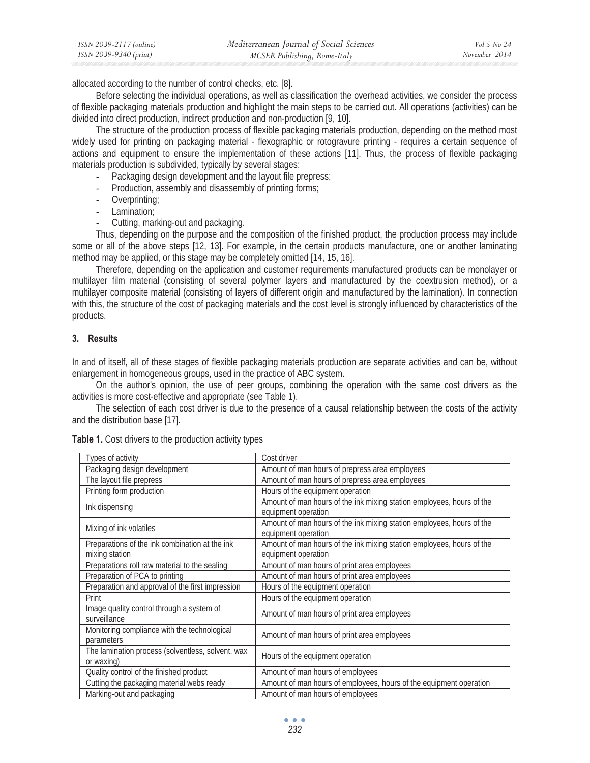allocated according to the number of control checks, etc. [8].

Before selecting the individual operations, as well as classification the overhead activities, we consider the process of flexible packaging materials production and highlight the main steps to be carried out. All operations (activities) can be divided into direct production, indirect production and non-production [9, 10].

The structure of the production process of flexible packaging materials production, depending on the method most widely used for printing on packaging material - flexographic or rotogravure printing - requires a certain sequence of actions and equipment to ensure the implementation of these actions [11]. Thus, the process of flexible packaging materials production is subdivided, typically by several stages:

- Packaging design development and the layout file prepress;
- Production, assembly and disassembly of printing forms;
- Overprinting;
- Lamination;
- Cutting, marking-out and packaging.

Thus, depending on the purpose and the composition of the finished product, the production process may include some or all of the above steps [12, 13]. For example, in the certain products manufacture, one or another laminating method may be applied, or this stage may be completely omitted [14, 15, 16].

Therefore, depending on the application and customer requirements manufactured products can be monolayer or multilayer film material (consisting of several polymer layers and manufactured by the coextrusion method), or a multilayer composite material (consisting of layers of different origin and manufactured by the lamination). In connection with this, the structure of the cost of packaging materials and the cost level is strongly influenced by characteristics of the products.

## 3. Results

In and of itself, all of these stages of flexible packaging materials production are separate activities and can be, without enlargement in homogeneous groups, used in the practice of ABC system.

On the author's opinion, the use of peer groups, combining the operation with the same cost drivers as the activities is more cost-effective and appropriate (see Table 1).

The selection of each cost driver is due to the presence of a causal relationship between the costs of the activity and the distribution base [17].

**Table 1.** Cost drivers to the production activity types

| Types of activity | Cost driver |
|---|---|
| Packaging design development | Amount of man hours of prepress area employees |
| The layout file prepress | Amount of man hours of prepress area employees |
| Printing form production | Hours of the equipment operation |
| Ink dispensing | Amount of man hours of the ink mixing station employees, hours of the equipment operation |
| Mixing of ink volatiles | Amount of man hours of the ink mixing station employees, hours of the equipment operation |
| Preparations of the ink combination at the ink mixing station | Amount of man hours of the ink mixing station employees, hours of the equipment operation |
| Preparations roll raw material to the sealing | Amount of man hours of print area employees |
| Preparation of PCA to printing | Amount of man hours of print area employees |
| Preparation and approval of the first impression | Hours of the equipment operation |
| Print | Hours of the equipment operation |
| Image quality control through a system of surveillance | Amount of man hours of print area employees |
| Monitoring compliance with the technological parameters | Amount of man hours of print area employees |
| The lamination process (solventless, solvent, wax or waxing) | Hours of the equipment operation |
| Quality control of the finished product | Amount of man hours of employees |
| Cutting the packaging material webs ready | Amount of man hours of employees, hours of the equipment operation |
| Marking-out and packaging | Amount of man hours of employees |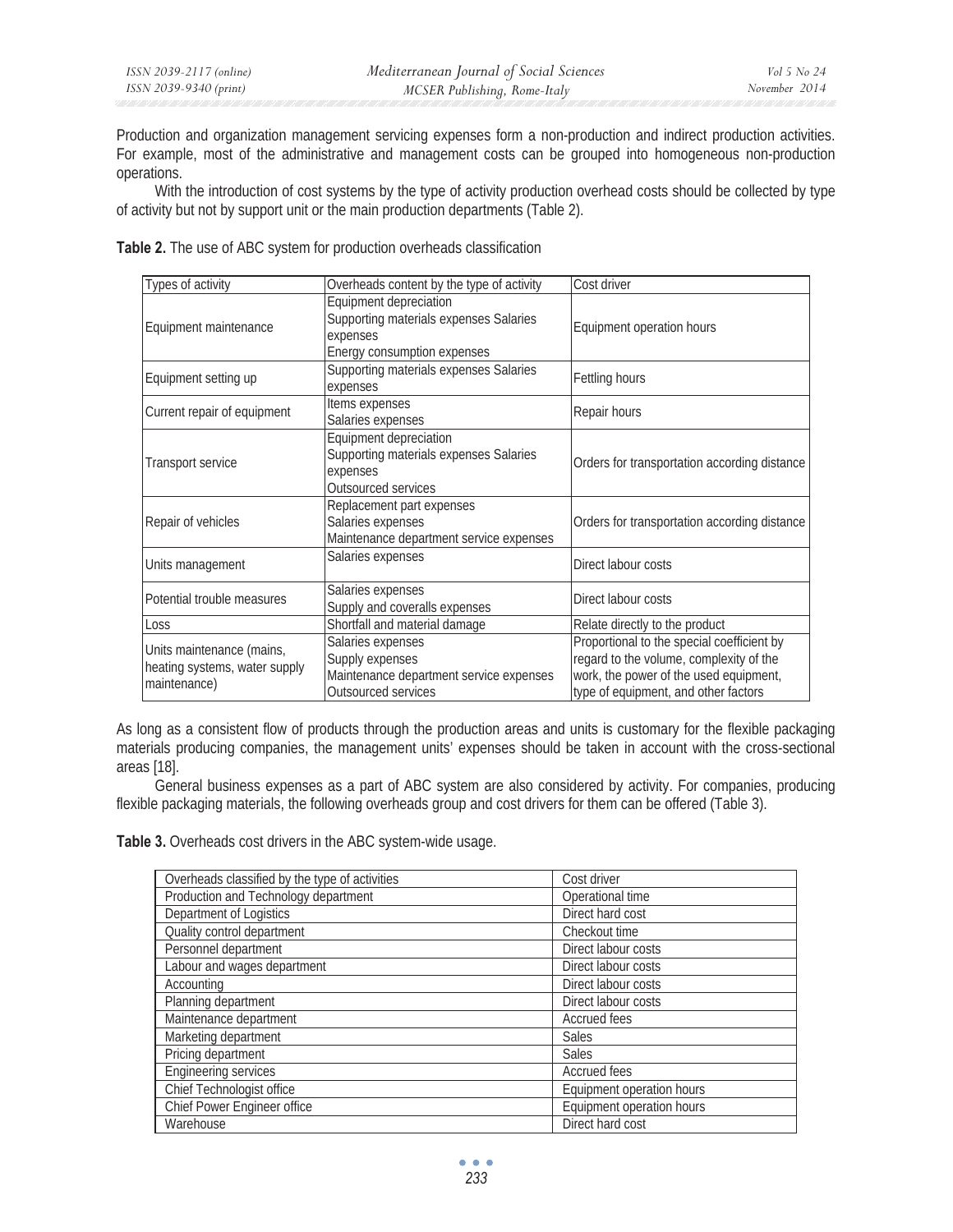Production and organization management servicing expenses form a non-production and indirect production activities. For example, most of the administrative and management costs can be grouped into homogeneous non-production operations.

With the introduction of cost systems by the type of activity production overhead costs should be collected by type of activity but not by support unit or the main production departments (Table 2).

**Table 2.** The use of ABC system for production overheads classification

| Types of activity | Overheads content by the type of activity | Cost driver |
|---|---|---|
| Equipment maintenance | Equipment depreciation<br>Supporting materials expenses Salaries expenses<br>Energy consumption expenses | Equipment operation hours |
| Equipment setting up | Supporting materials expenses Salaries expenses | Fettling hours |
| Current repair of equipment | Items expenses<br>Salaries expenses | Repair hours |
| Transport service | Equipment depreciation<br>Supporting materials expenses Salaries expenses<br>Outsourced services | Orders for transportation according distance |
| Repair of vehicles | Replacement part expenses<br>Salaries expenses<br>Maintenance department service expenses | Orders for transportation according distance |
| Units management | Salaries expenses | Direct labour costs |
| Potential trouble measures | Salaries expenses<br>Supply and coveralls expenses | Direct labour costs |
| Loss | Shortfall and material damage | Relate directly to the product |
| Units maintenance (mains, heating systems, water supply maintenance) | Salaries expenses<br>Supply expenses<br>Maintenance department service expenses<br>Outsourced services | Proportional to the special coefficient by regard to the volume, complexity of the work, the power of the used equipment, type of equipment, and other factors |

As long as a consistent flow of products through the production areas and units is customary for the flexible packaging materials producing companies, the management units' expenses should be taken in account with the cross-sectional areas [18].

General business expenses as a part of ABC system are also considered by activity. For companies, producing flexible packaging materials, the following overheads group and cost drivers for them can be offered (Table 3).

**Table 3.** Overheads cost drivers in the ABC system-wide usage.

| Overheads classified by the type of activities | Cost driver |
|---|---|
| Production and Technology department | Operational time |
| Department of Logistics | Direct hard cost |
| Quality control department | Checkout time |
| Personnel department | Direct labour costs |
| Labour and wages department | Direct labour costs |
| Accounting | Direct labour costs |
| Planning department | Direct labour costs |
| Maintenance department | Accrued fees |
| Marketing department | Sales |
| Pricing department | Sales |
| Engineering services | Accrued fees |
| Chief Technologist office | Equipment operation hours |
| Chief Power Engineer office | Equipment operation hours |
| Warehouse | Direct hard cost |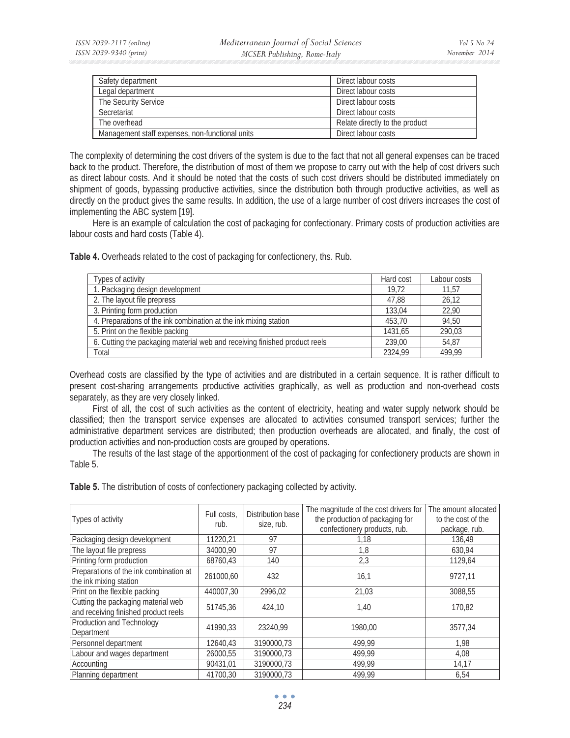| | |
|---|---|
| Safety department | Direct labour costs |
| Legal department | Direct labour costs |
| The Security Service | Direct labour costs |
| Secretariat | Direct labour costs |
| The overhead | Relate directly to the product |
| Management staff expenses, non-functional units | Direct labour costs |

The complexity of determining the cost drivers of the system is due to the fact that not all general expenses can be traced back to the product. Therefore, the distribution of most of them we propose to carry out with the help of cost drivers such as direct labour costs. And it should be noted that the costs of such cost drivers should be distributed immediately on shipment of goods, bypassing productive activities, since the distribution both through productive activities, as well as directly on the product gives the same results. In addition, the use of a large number of cost drivers increases the cost of implementing the ABC system [19].

Here is an example of calculation the cost of packaging for confectionary. Primary costs of production activities are labour costs and hard costs (Table 4).

**Table 4.** Overheads related to the cost of packaging for confectionery, ths. Rub.

| Types of activity | Hard cost | Labour costs |
|---|---|---|
| 1. Packaging design development | 19,72 | 11,57 |
| 2. The layout file prepress | 47,88 | 26,12 |
| 3. Printing form production | 133,04 | 22,90 |
| 4. Preparations of the ink combination at the ink mixing station | 453,70 | 94,50 |
| 5. Print on the flexible packing | 1431,65 | 290,03 |
| 6. Cutting the packaging material web and receiving finished product reels | 239,00 | 54,87 |
| Total | 2324,99 | 499,99 |

Overhead costs are classified by the type of activities and are distributed in a certain sequence. It is rather difficult to present cost-sharing arrangements productive activities graphically, as well as production and non-overhead costs separately, as they are very closely linked.

First of all, the cost of such activities as the content of electricity, heating and water supply network should be classified; then the transport service expenses are allocated to activities consumed transport services; further the administrative department services are distributed; then production overheads are allocated, and finally, the cost of production activities and non-production costs are grouped by operations.

The results of the last stage of the apportionment of the cost of packaging for confectionery products are shown in Table 5.

**Table 5.** The distribution of costs of confectionery packaging collected by activity.

| Types of activity | Full costs, rub. | Distribution base size, rub. | The magnitude of the cost drivers for the production of packaging for confectionery products, rub. | The amount allocated to the cost of the package, rub. |
|---|---|---|---|---|
| Packaging design development | 11220,21 | 97 | 1,18 | 136,49 |
| The layout file prepress | 34000,90 | 97 | 1,8 | 630,94 |
| Printing form production | 68760,43 | 140 | 2,3 | 1129,64 |
| Preparations of the ink combination at the ink mixing station | 261000,60 | 432 | 16,1 | 9727,11 |
| Print on the flexible packing | 440007,30 | 2996,02 | 21,03 | 3088,55 |
| Cutting the packaging material web and receiving finished product reels | 51745,36 | 424,10 | 1,40 | 170,82 |
| Production and Technology Department | 41990,33 | 23240,99 | 1980,00 | 3577,34 |
| Personnel department | 12640,43 | 3190000,73 | 499,99 | 1,98 |
| Labour and wages department | 26000,55 | 3190000,73 | 499,99 | 4,08 |
| Accounting | 90431,01 | 3190000,73 | 499,99 | 14,17 |
| Planning department | 41700,30 | 3190000,73 | 499,99 | 6,54 |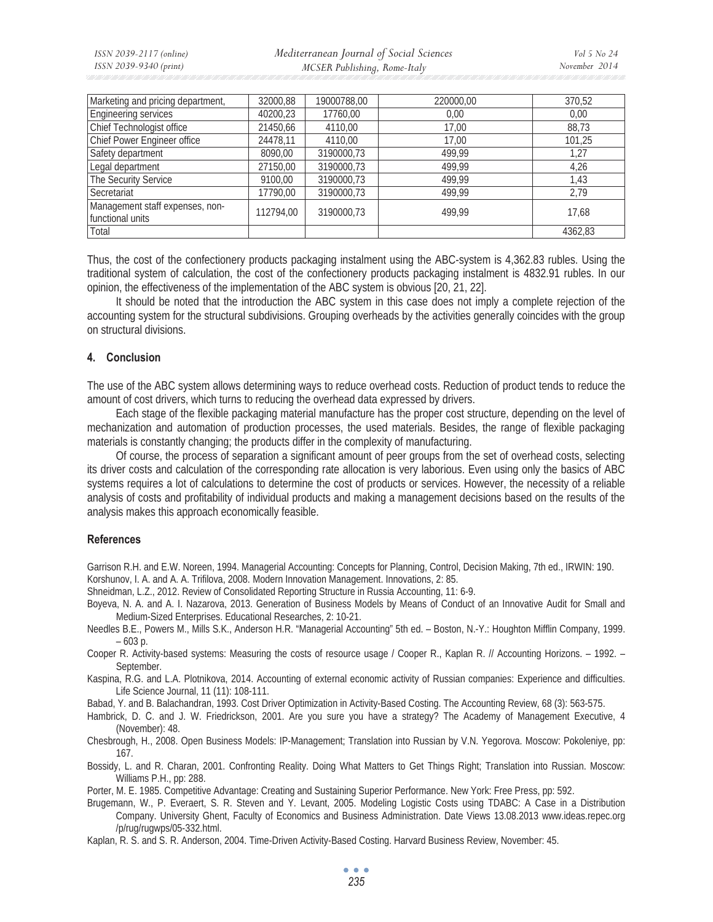| Marketing and pricing department, | 32000,88 | 19000788,00 | 220000,00 | 370,52 |
|---|---|---|---|---|
| Engineering services | 40200,23 | 17760,00 | 0,00 | 0,00 |
| Chief Technologist office | 21450,66 | 4110,00 | 17,00 | 88,73 |
| Chief Power Engineer office | 24478,11 | 4110,00 | 17,00 | 101,25 |
| Safety department | 8090,00 | 3190000,73 | 499,99 | 1,27 |
| Legal department | 27150,00 | 3190000,73 | 499,99 | 4,26 |
| The Security Service | 9100,00 | 3190000,73 | 499,99 | 1,43 |
| Secretariat | 17790,00 | 3190000,73 | 499,99 | 2,79 |
| Management staff expenses, non-functional units | 112794,00 | 3190000,73 | 499,99 | 17,68 |
| Total | | | | 4362,83 |

Thus, the cost of the confectionery products packaging instalment using the ABC-system is 4,362.83 rubles. Using the traditional system of calculation, the cost of the confectionery products packaging instalment is 4832.91 rubles. In our opinion, the effectiveness of the implementation of the ABC system is obvious [20, 21, 22].

It should be noted that the introduction the ABC system in this case does not imply a complete rejection of the accounting system for the structural subdivisions. Grouping overheads by the activities generally coincides with the group on structural divisions.

## 4. Conclusion

The use of the ABC system allows determining ways to reduce overhead costs. Reduction of product tends to reduce the amount of cost drivers, which turns to reducing the overhead data expressed by drivers.

Each stage of the flexible packaging material manufacture has the proper cost structure, depending on the level of mechanization and automation of production processes, the used materials. Besides, the range of flexible packaging materials is constantly changing; the products differ in the complexity of manufacturing.

Of course, the process of separation a significant amount of peer groups from the set of overhead costs, selecting its driver costs and calculation of the corresponding rate allocation is very laborious. Even using only the basics of ABC systems requires a lot of calculations to determine the cost of products or services. However, the necessity of a reliable analysis of costs and profitability of individual products and making a management decisions based on the results of the analysis makes this approach economically feasible.

## References

Garrison R.H. and E.W. Noreen, 1994. Managerial Accounting: Concepts for Planning, Control, Decision Making, 7th ed., IRWIN: 190.

Korshunov, I. A. and A. A. Trifilova, 2008. Modern Innovation Management. Innovations, 2: 85.

Shneidman, L.Z., 2012. Review of Consolidated Reporting Structure in Russia Accounting, 11: 6-9.

Boyeva, N. A. and A. I. Nazarova, 2013. Generation of Business Models by Means of Conduct of an Innovative Audit for Small and Medium-Sized Enterprises. Educational Researches, 2: 10-21.

Needles B.E., Powers M., Mills S.K., Anderson H.R. "Managerial Accounting" 5th ed. – Boston, N.-Y.: Houghton Mifflin Company, 1999. – 603 p.

Cooper R. Activity-based systems: Measuring the costs of resource usage / Cooper R., Kaplan R. // Accounting Horizons. – 1992. – September.

Kaspina, R.G. and L.A. Plotnikova, 2014. Accounting of external economic activity of Russian companies: Experience and difficulties. Life Science Journal, 11 (11): 108-111.

Babad, Y. and B. Balachandran, 1993. Cost Driver Optimization in Activity-Based Costing. The Accounting Review, 68 (3): 563-575.

Hambrick, D. C. and J. W. Friedrickson, 2001. Are you sure you have a strategy? The Academy of Management Executive, 4 (November): 48.

Chesbrough, H., 2008. Open Business Models: IP-Management; Translation into Russian by V.N. Yegorova. Moscow: Pokoleniye, pp: 167.

Bossidy, L. and R. Charan, 2001. Confronting Reality. Doing What Matters to Get Things Right; Translation into Russian. Moscow: Williams P.H., pp: 288.

Porter, M. E. 1985. Competitive Advantage: Creating and Sustaining Superior Performance. New York: Free Press, pp: 592.

Brugemann, W., P. Everaert, S. R. Steven and Y. Levant, 2005. Modeling Logistic Costs using TDABC: A Case in a Distribution Company. University Ghent, Faculty of Economics and Business Administration. Date Views 13.08.2013 www.ideas.repec.org /p/rug/rugwps/05-332.html.

Kaplan, R. S. and S. R. Anderson, 2004. Time-Driven Activity-Based Costing. Harvard Business Review, November: 45.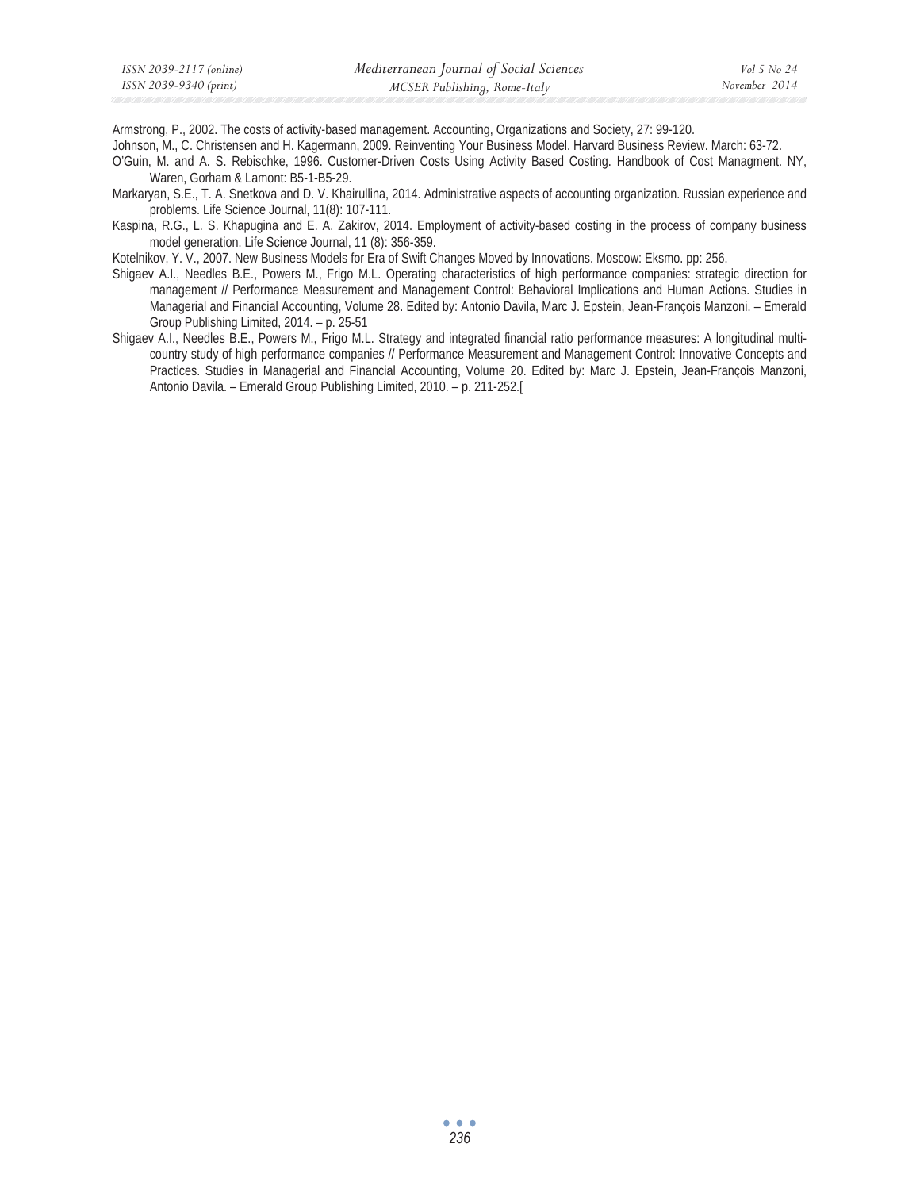Armstrong, P., 2002. The costs of activity-based management. Accounting, Organizations and Society, 27: 99-120.

Johnson, M., C. Christensen and H. Kagermann, 2009. Reinventing Your Business Model. Harvard Business Review. March: 63-72.

O'Guin, M. and A. S. Rebischke, 1996. Customer-Driven Costs Using Activity Based Costing. Handbook of Cost Managment. NY, Waren, Gorham & Lamont: B5-1-B5-29.

Markaryan, S.E., T. A. Snetkova and D. V. Khairullina, 2014. Administrative aspects of accounting organization. Russian experience and problems. Life Science Journal, 11(8): 107-111.

Kaspina, R.G., L. S. Khapugina and E. A. Zakirov, 2014. Employment of activity-based costing in the process of company business model generation. Life Science Journal, 11 (8): 356-359.

Kotelnikov, Y. V., 2007. New Business Models for Era of Swift Changes Moved by Innovations. Moscow: Eksmo. pp: 256.

Shigaev A.I., Needles B.E., Powers M., Frigo M.L. Operating characteristics of high performance companies: strategic direction for management // Performance Measurement and Management Control: Behavioral Implications and Human Actions. Studies in Managerial and Financial Accounting, Volume 28. Edited by: Antonio Davila, Marc J. Epstein, Jean-François Manzoni. – Emerald Group Publishing Limited, 2014. – p. 25-51

Shigaev A.I., Needles B.E., Powers M., Frigo M.L. Strategy and integrated financial ratio performance measures: A longitudinal multi-country study of high performance companies // Performance Measurement and Management Control: Innovative Concepts and Practices. Studies in Managerial and Financial Accounting, Volume 20. Edited by: Marc J. Epstein, Jean-François Manzoni, Antonio Davila. – Emerald Group Publishing Limited, 2010. – p. 211-252.[